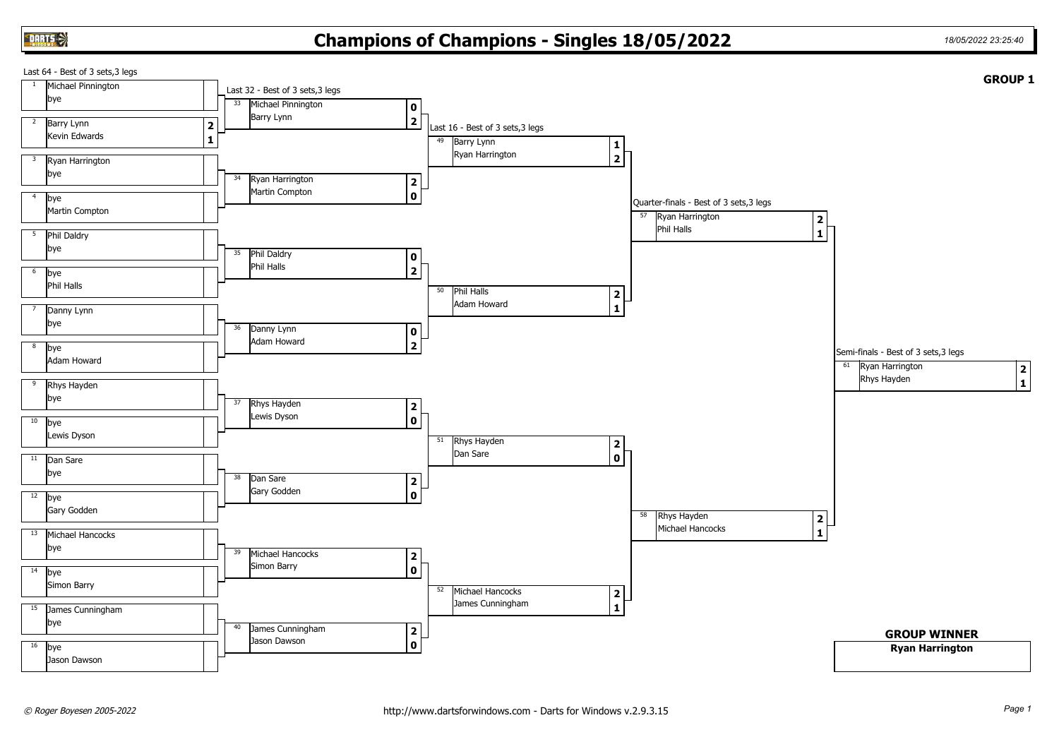# Champions of Champions - Singles 18/05/2022

*18/05/2022 23:25:40*

**GROUP 1**

## Last 64 - Best of 3 sets,3 legs

| # | Player 1 | Player 2 | Score 1 | Score 2 |
|---|---|---|---|---|
| 1 | Michael Pinnington | bye | | |
| 2 | Barry Lynn | Kevin Edwards | 2 | 1 |
| 3 | Ryan Harrington | bye | | |
| 4 | bye | Martin Compton | | |
| 5 | Phil Daldry | bye | | |
| 6 | bye | Phil Halls | | |
| 7 | Danny Lynn | bye | | |
| 8 | bye | Adam Howard | | |
| 9 | Rhys Hayden | bye | | |
| 10 | bye | Lewis Dyson | | |
| 11 | Dan Sare | bye | | |
| 12 | bye | Gary Godden | | |
| 13 | Michael Hancocks | bye | | |
| 14 | bye | Simon Barry | | |
| 15 | James Cunningham | bye | | |
| 16 | bye | Jason Dawson | | |

## Last 32 - Best of 3 sets,3 legs

| # | Player 1 | Player 2 | Score 1 | Score 2 |
|---|---|---|---|---|
| 33 | Michael Pinnington | Barry Lynn | 0 | 2 |
| 34 | Ryan Harrington | Martin Compton | 2 | 0 |
| 35 | Phil Daldry | Phil Halls | 0 | 2 |
| 36 | Danny Lynn | Adam Howard | 0 | 2 |
| 37 | Rhys Hayden | Lewis Dyson | 2 | 0 |
| 38 | Dan Sare | Gary Godden | 2 | 0 |
| 39 | Michael Hancocks | Simon Barry | 2 | 0 |
| 40 | James Cunningham | Jason Dawson | 2 | 0 |

## Last 16 - Best of 3 sets,3 legs

| # | Player 1 | Player 2 | Score 1 | Score 2 |
|---|---|---|---|---|
| 49 | Barry Lynn | Ryan Harrington | 1 | 2 |
| 50 | Phil Halls | Adam Howard | 2 | 1 |
| 51 | Rhys Hayden | Dan Sare | 2 | 0 |
| 52 | Michael Hancocks | James Cunningham | 2 | 1 |

## Quarter-finals - Best of 3 sets,3 legs

| # | Player 1 | Player 2 | Score 1 | Score 2 |
|---|---|---|---|---|
| 57 | Ryan Harrington | Phil Halls | 2 | 1 |
| 58 | Rhys Hayden | Michael Hancocks | 2 | 1 |

## Semi-finals - Best of 3 sets,3 legs

| # | Player 1 | Player 2 | Score 1 | Score 2 |
|---|---|---|---|---|
| 61 | Ryan Harrington | Rhys Hayden | 2 | 1 |

**GROUP WINNER**

**Ryan Harrington**

*© Roger Boyesen 2005-2022*

http://www.dartsforwindows.com - Darts for Windows v.2.9.3.15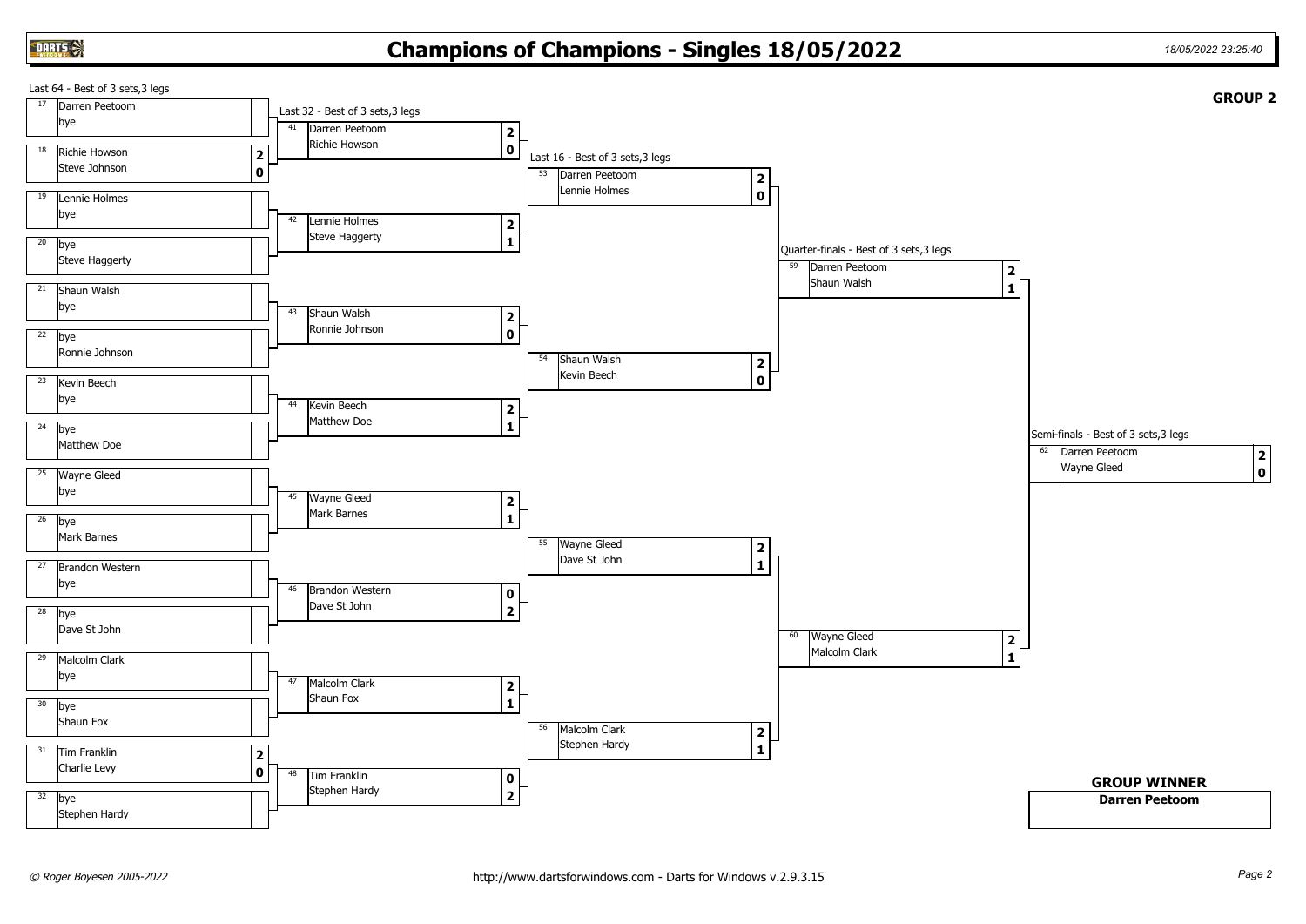# Champions of Champions - Singles 18/05/2022

18/05/2022 23:25:40

**GROUP 2**

## Last 64 - Best of 3 sets,3 legs

| Match | Player 1 | Player 2 | Score |
|---|---|---|---|
| 17 | Darren Peetoom | bye | |
| 18 | Richie Howson | Steve Johnson | 2 - 0 |
| 19 | Lennie Holmes | bye | |
| 20 | bye | Steve Haggerty | |
| 21 | Shaun Walsh | bye | |
| 22 | bye | Ronnie Johnson | |
| 23 | Kevin Beech | bye | |
| 24 | bye | Matthew Doe | |
| 25 | Wayne Gleed | bye | |
| 26 | bye | Mark Barnes | |
| 27 | Brandon Western | bye | |
| 28 | bye | Dave St John | |
| 29 | Malcolm Clark | bye | |
| 30 | bye | Shaun Fox | |
| 31 | Tim Franklin | Charlie Levy | 2 - 0 |
| 32 | bye | Stephen Hardy | |

## Last 32 - Best of 3 sets,3 legs

| Match | Player 1 | Player 2 | Score |
|---|---|---|---|
| 41 | Darren Peetoom | Richie Howson | 2 - 0 |
| 42 | Lennie Holmes | Steve Haggerty | 2 - 1 |
| 43 | Shaun Walsh | Ronnie Johnson | 2 - 0 |
| 44 | Kevin Beech | Matthew Doe | 2 - 1 |
| 45 | Wayne Gleed | Mark Barnes | 2 - 1 |
| 46 | Brandon Western | Dave St John | 0 - 2 |
| 47 | Malcolm Clark | Shaun Fox | 2 - 1 |
| 48 | Tim Franklin | Stephen Hardy | 0 - 2 |

## Last 16 - Best of 3 sets,3 legs

| Match | Player 1 | Player 2 | Score |
|---|---|---|---|
| 53 | Darren Peetoom | Lennie Holmes | 2 - 0 |
| 54 | Shaun Walsh | Kevin Beech | 2 - 0 |
| 55 | Wayne Gleed | Dave St John | 2 - 1 |
| 56 | Malcolm Clark | Stephen Hardy | 2 - 1 |

## Quarter-finals - Best of 3 sets,3 legs

| Match | Player 1 | Player 2 | Score |
|---|---|---|---|
| 59 | Darren Peetoom | Shaun Walsh | 2 - 1 |
| 60 | Wayne Gleed | Malcolm Clark | 2 - 1 |

## Semi-finals - Best of 3 sets,3 legs

| Match | Player 1 | Player 2 | Score |
|---|---|---|---|
| 62 | Darren Peetoom | Wayne Gleed | 2 - 0 |

**GROUP WINNER**

**Darren Peetoom**

© Roger Boyesen 2005-2022

http://www.dartsforwindows.com - Darts for Windows v.2.9.3.15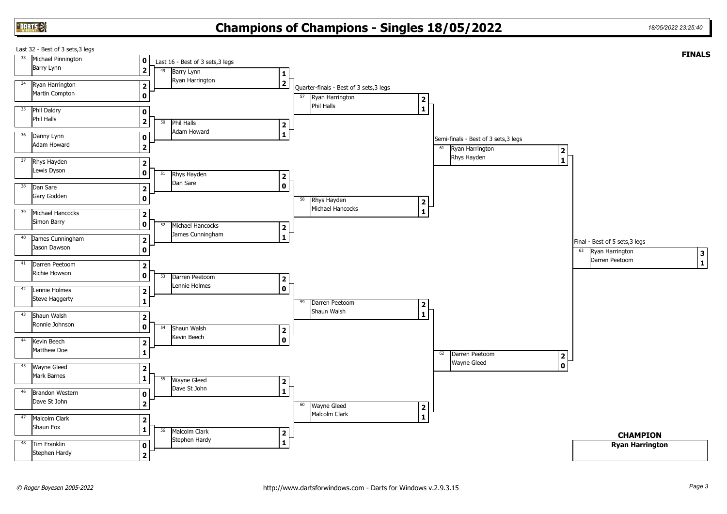# Champions of Champions - Singles 18/05/2022

18/05/2022 23:25:40

## FINALS

### Last 32 - Best of 3 sets,3 legs

| Match | Player | Score |
|---|---|---|
| 33 | Michael Pinnington | 0 |
| | Barry Lynn | 2 |
| 34 | Ryan Harrington | 2 |
| | Martin Compton | 0 |
| 35 | Phil Daldry | 0 |
| | Phil Halls | 2 |
| 36 | Danny Lynn | 0 |
| | Adam Howard | 2 |
| 37 | Rhys Hayden | 2 |
| | Lewis Dyson | 0 |
| 38 | Dan Sare | 2 |
| | Gary Godden | 0 |
| 39 | Michael Hancocks | 2 |
| | Simon Barry | 0 |
| 40 | James Cunningham | 2 |
| | Jason Dawson | 0 |
| 41 | Darren Peetoom | 2 |
| | Richie Howson | 0 |
| 42 | Lennie Holmes | 2 |
| | Steve Haggerty | 1 |
| 43 | Shaun Walsh | 2 |
| | Ronnie Johnson | 0 |
| 44 | Kevin Beech | 2 |
| | Matthew Doe | 1 |
| 45 | Wayne Gleed | 2 |
| | Mark Barnes | 1 |
| 46 | Brandon Western | 0 |
| | Dave St John | 2 |
| 47 | Malcolm Clark | 2 |
| | Shaun Fox | 1 |
| 48 | Tim Franklin | 0 |
| | Stephen Hardy | 2 |

### Last 16 - Best of 3 sets,3 legs

| Match | Player | Score |
|---|---|---|
| 49 | Barry Lynn | 1 |
| | Ryan Harrington | 2 |
| 50 | Phil Halls | 2 |
| | Adam Howard | 1 |
| 51 | Rhys Hayden | 2 |
| | Dan Sare | 0 |
| 52 | Michael Hancocks | 2 |
| | James Cunningham | 1 |
| 53 | Darren Peetoom | 2 |
| | Lennie Holmes | 0 |
| 54 | Shaun Walsh | 2 |
| | Kevin Beech | 0 |
| 55 | Wayne Gleed | 2 |
| | Dave St John | 1 |
| 56 | Malcolm Clark | 2 |
| | Stephen Hardy | 1 |

### Quarter-finals - Best of 3 sets,3 legs

| Match | Player | Score |
|---|---|---|
| 57 | Ryan Harrington | 2 |
| | Phil Halls | 1 |
| 58 | Rhys Hayden | 2 |
| | Michael Hancocks | 1 |
| 59 | Darren Peetoom | 2 |
| | Shaun Walsh | 1 |
| 60 | Wayne Gleed | 2 |
| | Malcolm Clark | 1 |

### Semi-finals - Best of 3 sets,3 legs

| Match | Player | Score |
|---|---|---|
| 61 | Ryan Harrington | 2 |
| | Rhys Hayden | 1 |
| 62 | Darren Peetoom | 2 |
| | Wayne Gleed | 0 |

### Final - Best of 5 sets,3 legs

| Match | Player | Score |
|---|---|---|
| 63 | Ryan Harrington | 3 |
| | Darren Peetoom | 1 |

**CHAMPION**

**Ryan Harrington**

© Roger Boyesen 2005-2022

http://www.dartsforwindows.com - Darts for Windows v.2.9.3.15